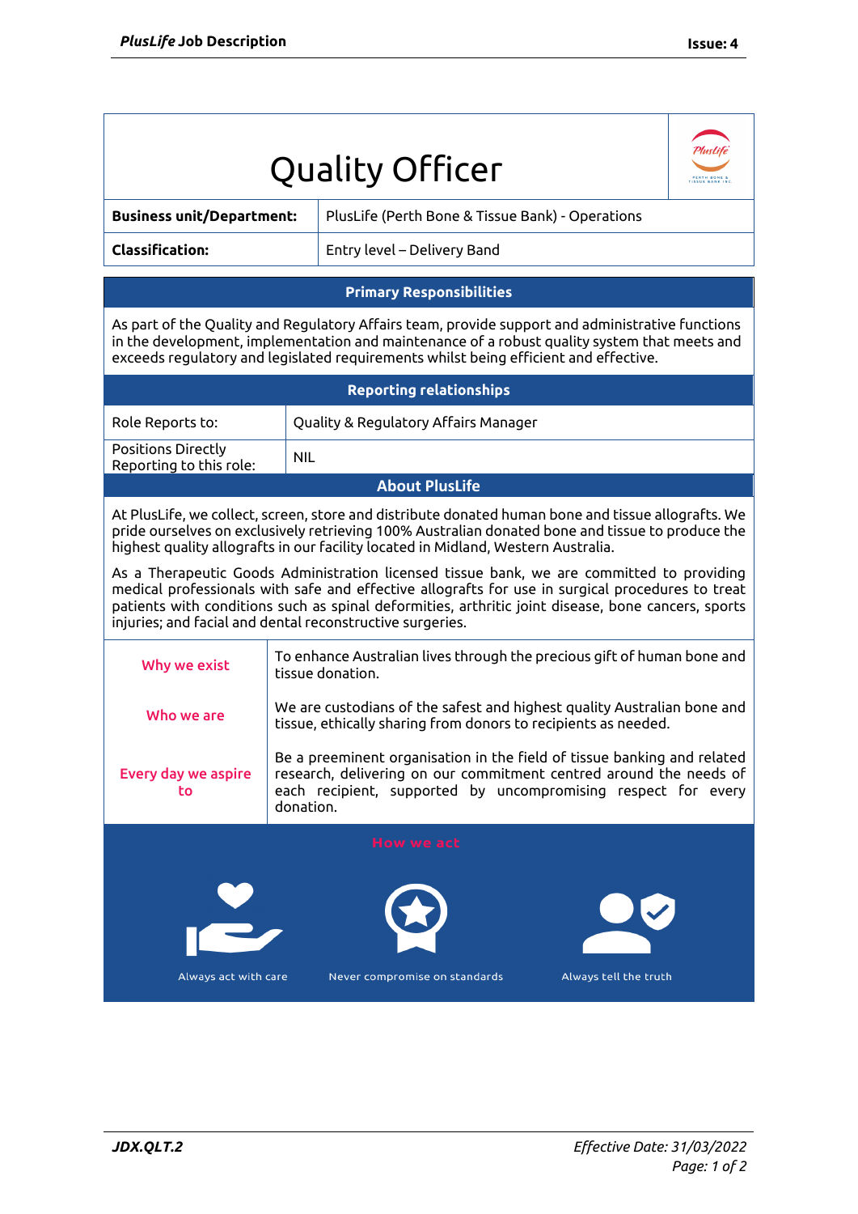# Quality Officer

| | |
|---|---|
| **Business unit/Department:** | PlusLife (Perth Bone & Tissue Bank) - Operations |
| **Classification:** | Entry level – Delivery Band |

## Primary Responsibilities

As part of the Quality and Regulatory Affairs team, provide support and administrative functions in the development, implementation and maintenance of a robust quality system that meets and exceeds regulatory and legislated requirements whilst being efficient and effective.

## Reporting relationships

| | |
|---|---|
| Role Reports to: | Quality & Regulatory Affairs Manager |
| Positions Directly Reporting to this role: | NIL |

## About PlusLife

At PlusLife, we collect, screen, store and distribute donated human bone and tissue allografts. We pride ourselves on exclusively retrieving 100% Australian donated bone and tissue to produce the highest quality allografts in our facility located in Midland, Western Australia.

As a Therapeutic Goods Administration licensed tissue bank, we are committed to providing medical professionals with safe and effective allografts for use in surgical procedures to treat patients with conditions such as spinal deformities, arthritic joint disease, bone cancers, sports injuries; and facial and dental reconstructive surgeries.

| | |
|---|---|
| Why we exist | To enhance Australian lives through the precious gift of human bone and tissue donation. |
| Who we are | We are custodians of the safest and highest quality Australian bone and tissue, ethically sharing from donors to recipients as needed. |
| Every day we aspire to | Be a preeminent organisation in the field of tissue banking and related research, delivering on our commitment centred around the needs of each recipient, supported by uncompromising respect for every donation. |

### How we act

Always act with care

Never compromise on standards

Always tell the truth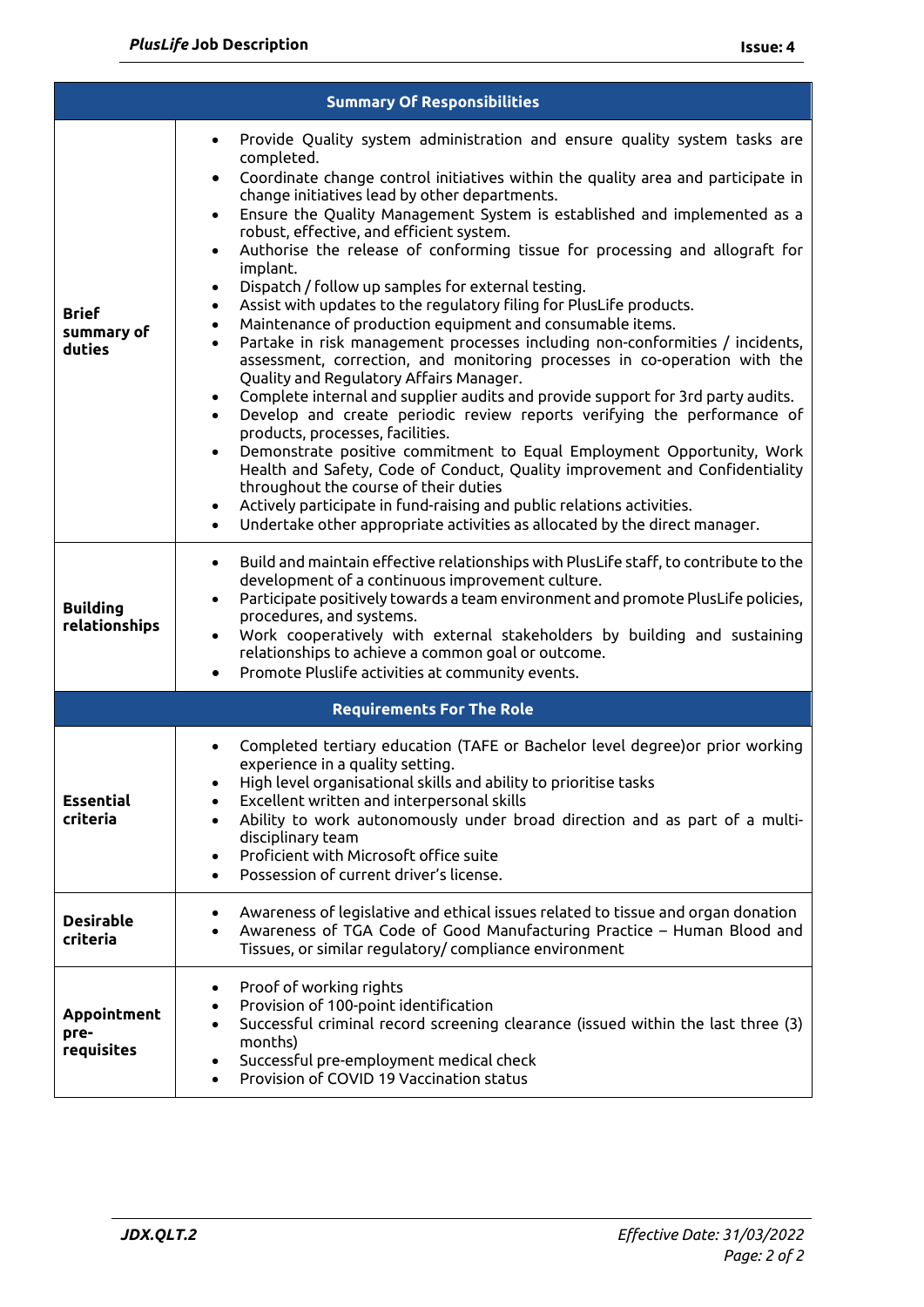| Summary Of Responsibilities | |
|---|---|
| **Brief summary of duties** | • Provide Quality system administration and ensure quality system tasks are completed.<br>• Coordinate change control initiatives within the quality area and participate in change initiatives lead by other departments.<br>• Ensure the Quality Management System is established and implemented as a robust, effective, and efficient system.<br>• Authorise the release of conforming tissue for processing and allograft for implant.<br>• Dispatch / follow up samples for external testing.<br>• Assist with updates to the regulatory filing for PlusLife products.<br>• Maintenance of production equipment and consumable items.<br>• Partake in risk management processes including non-conformities / incidents, assessment, correction, and monitoring processes in co-operation with the Quality and Regulatory Affairs Manager.<br>• Complete internal and supplier audits and provide support for 3rd party audits.<br>• Develop and create periodic review reports verifying the performance of products, processes, facilities.<br>• Demonstrate positive commitment to Equal Employment Opportunity, Work Health and Safety, Code of Conduct, Quality improvement and Confidentiality throughout the course of their duties<br>• Actively participate in fund-raising and public relations activities.<br>• Undertake other appropriate activities as allocated by the direct manager. |
| **Building relationships** | • Build and maintain effective relationships with PlusLife staff, to contribute to the development of a continuous improvement culture.<br>• Participate positively towards a team environment and promote PlusLife policies, procedures, and systems.<br>• Work cooperatively with external stakeholders by building and sustaining relationships to achieve a common goal or outcome.<br>• Promote Pluslife activities at community events. |
| **Requirements For The Role** | |
| **Essential criteria** | • Completed tertiary education (TAFE or Bachelor level degree)or prior working experience in a quality setting.<br>• High level organisational skills and ability to prioritise tasks<br>• Excellent written and interpersonal skills<br>• Ability to work autonomously under broad direction and as part of a multi-disciplinary team<br>• Proficient with Microsoft office suite<br>• Possession of current driver's license. |
| **Desirable criteria** | • Awareness of legislative and ethical issues related to tissue and organ donation<br>• Awareness of TGA Code of Good Manufacturing Practice – Human Blood and Tissues, or similar regulatory/ compliance environment |
| **Appointment pre-requisites** | • Proof of working rights<br>• Provision of 100-point identification<br>• Successful criminal record screening clearance (issued within the last three (3) months)<br>• Successful pre-employment medical check<br>• Provision of COVID 19 Vaccination status |